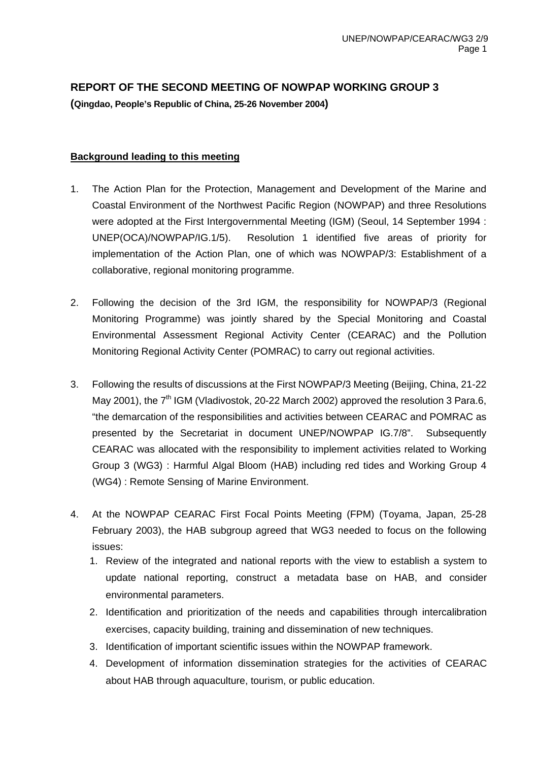# REPORT OF THE SECOND MEETING OF NOWPAP WORKING GROUP 3

**(Qingdao, People's Republic of China, 25-26 November 2004)**

## Background leading to this meeting

1. The Action Plan for the Protection, Management and Development of the Marine and Coastal Environment of the Northwest Pacific Region (NOWPAP) and three Resolutions were adopted at the First Intergovernmental Meeting (IGM) (Seoul, 14 September 1994 : UNEP(OCA)/NOWPAP/IG.1/5). Resolution 1 identified five areas of priority for implementation of the Action Plan, one of which was NOWPAP/3: Establishment of a collaborative, regional monitoring programme.

2. Following the decision of the 3rd IGM, the responsibility for NOWPAP/3 (Regional Monitoring Programme) was jointly shared by the Special Monitoring and Coastal Environmental Assessment Regional Activity Center (CEARAC) and the Pollution Monitoring Regional Activity Center (POMRAC) to carry out regional activities.

3. Following the results of discussions at the First NOWPAP/3 Meeting (Beijing, China, 21-22 May 2001), the 7th IGM (Vladivostok, 20-22 March 2002) approved the resolution 3 Para.6, "the demarcation of the responsibilities and activities between CEARAC and POMRAC as presented by the Secretariat in document UNEP/NOWPAP IG.7/8". Subsequently CEARAC was allocated with the responsibility to implement activities related to Working Group 3 (WG3) : Harmful Algal Bloom (HAB) including red tides and Working Group 4 (WG4) : Remote Sensing of Marine Environment.

4. At the NOWPAP CEARAC First Focal Points Meeting (FPM) (Toyama, Japan, 25-28 February 2003), the HAB subgroup agreed that WG3 needed to focus on the following issues:
   1. Review of the integrated and national reports with the view to establish a system to update national reporting, construct a metadata base on HAB, and consider environmental parameters.
   2. Identification and prioritization of the needs and capabilities through intercalibration exercises, capacity building, training and dissemination of new techniques.
   3. Identification of important scientific issues within the NOWPAP framework.
   4. Development of information dissemination strategies for the activities of CEARAC about HAB through aquaculture, tourism, or public education.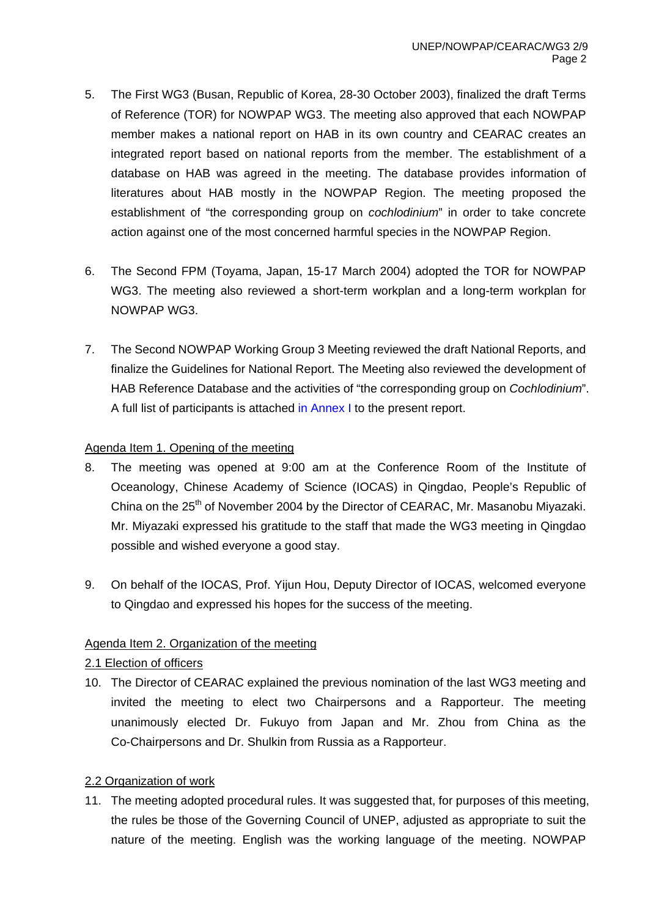5. The First WG3 (Busan, Republic of Korea, 28-30 October 2003), finalized the draft Terms of Reference (TOR) for NOWPAP WG3. The meeting also approved that each NOWPAP member makes a national report on HAB in its own country and CEARAC creates an integrated report based on national reports from the member. The establishment of a database on HAB was agreed in the meeting. The database provides information of literatures about HAB mostly in the NOWPAP Region. The meeting proposed the establishment of "the corresponding group on *cochlodinium*" in order to take concrete action against one of the most concerned harmful species in the NOWPAP Region.

6. The Second FPM (Toyama, Japan, 15-17 March 2004) adopted the TOR for NOWPAP WG3. The meeting also reviewed a short-term workplan and a long-term workplan for NOWPAP WG3.

7. The Second NOWPAP Working Group 3 Meeting reviewed the draft National Reports, and finalize the Guidelines for National Report. The Meeting also reviewed the development of HAB Reference Database and the activities of "the corresponding group on *Cochlodinium*". A full list of participants is attached in Annex I to the present report.

## Agenda Item 1. Opening of the meeting

8. The meeting was opened at 9:00 am at the Conference Room of the Institute of Oceanology, Chinese Academy of Science (IOCAS) in Qingdao, People's Republic of China on the 25th of November 2004 by the Director of CEARAC, Mr. Masanobu Miyazaki. Mr. Miyazaki expressed his gratitude to the staff that made the WG3 meeting in Qingdao possible and wished everyone a good stay.

9. On behalf of the IOCAS, Prof. Yijun Hou, Deputy Director of IOCAS, welcomed everyone to Qingdao and expressed his hopes for the success of the meeting.

## Agenda Item 2. Organization of the meeting

### 2.1 Election of officers

10. The Director of CEARAC explained the previous nomination of the last WG3 meeting and invited the meeting to elect two Chairpersons and a Rapporteur. The meeting unanimously elected Dr. Fukuyo from Japan and Mr. Zhou from China as the Co-Chairpersons and Dr. Shulkin from Russia as a Rapporteur.

### 2.2 Organization of work

11. The meeting adopted procedural rules. It was suggested that, for purposes of this meeting, the rules be those of the Governing Council of UNEP, adjusted as appropriate to suit the nature of the meeting. English was the working language of the meeting. NOWPAP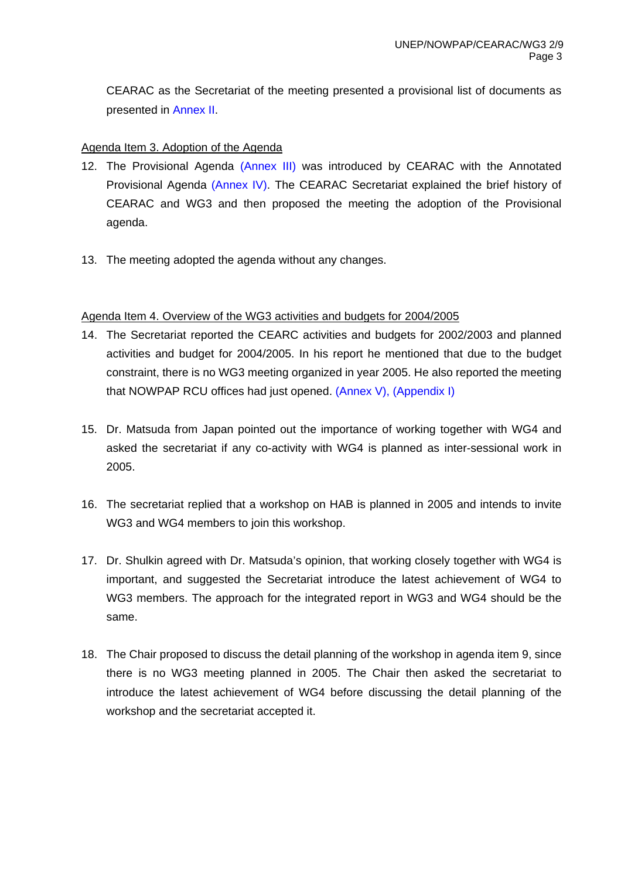CEARAC as the Secretariat of the meeting presented a provisional list of documents as presented in Annex II.

Agenda Item 3. Adoption of the Agenda

12. The Provisional Agenda (Annex III) was introduced by CEARAC with the Annotated Provisional Agenda (Annex IV). The CEARAC Secretariat explained the brief history of CEARAC and WG3 and then proposed the meeting the adoption of the Provisional agenda.

13. The meeting adopted the agenda without any changes.

Agenda Item 4. Overview of the WG3 activities and budgets for 2004/2005

14. The Secretariat reported the CEARC activities and budgets for 2002/2003 and planned activities and budget for 2004/2005. In his report he mentioned that due to the budget constraint, there is no WG3 meeting organized in year 2005. He also reported the meeting that NOWPAP RCU offices had just opened. (Annex V), (Appendix I)

15. Dr. Matsuda from Japan pointed out the importance of working together with WG4 and asked the secretariat if any co-activity with WG4 is planned as inter-sessional work in 2005.

16. The secretariat replied that a workshop on HAB is planned in 2005 and intends to invite WG3 and WG4 members to join this workshop.

17. Dr. Shulkin agreed with Dr. Matsuda's opinion, that working closely together with WG4 is important, and suggested the Secretariat introduce the latest achievement of WG4 to WG3 members. The approach for the integrated report in WG3 and WG4 should be the same.

18. The Chair proposed to discuss the detail planning of the workshop in agenda item 9, since there is no WG3 meeting planned in 2005. The Chair then asked the secretariat to introduce the latest achievement of WG4 before discussing the detail planning of the workshop and the secretariat accepted it.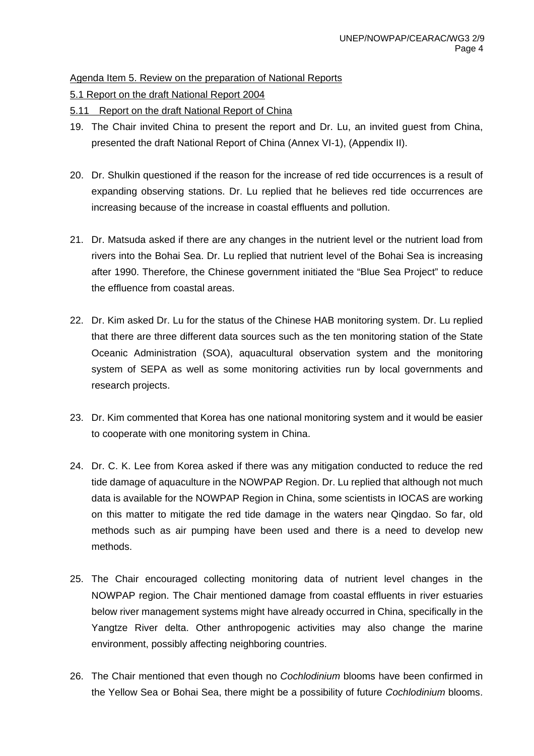Agenda Item 5. Review on the preparation of National Reports

5.1 Report on the draft National Report 2004

5.11 Report on the draft National Report of China

19. The Chair invited China to present the report and Dr. Lu, an invited guest from China, presented the draft National Report of China (Annex VI-1), (Appendix II).

20. Dr. Shulkin questioned if the reason for the increase of red tide occurrences is a result of expanding observing stations. Dr. Lu replied that he believes red tide occurrences are increasing because of the increase in coastal effluents and pollution.

21. Dr. Matsuda asked if there are any changes in the nutrient level or the nutrient load from rivers into the Bohai Sea. Dr. Lu replied that nutrient level of the Bohai Sea is increasing after 1990. Therefore, the Chinese government initiated the "Blue Sea Project" to reduce the effluence from coastal areas.

22. Dr. Kim asked Dr. Lu for the status of the Chinese HAB monitoring system. Dr. Lu replied that there are three different data sources such as the ten monitoring station of the State Oceanic Administration (SOA), aquacultural observation system and the monitoring system of SEPA as well as some monitoring activities run by local governments and research projects.

23. Dr. Kim commented that Korea has one national monitoring system and it would be easier to cooperate with one monitoring system in China.

24. Dr. C. K. Lee from Korea asked if there was any mitigation conducted to reduce the red tide damage of aquaculture in the NOWPAP Region. Dr. Lu replied that although not much data is available for the NOWPAP Region in China, some scientists in IOCAS are working on this matter to mitigate the red tide damage in the waters near Qingdao. So far, old methods such as air pumping have been used and there is a need to develop new methods.

25. The Chair encouraged collecting monitoring data of nutrient level changes in the NOWPAP region. The Chair mentioned damage from coastal effluents in river estuaries below river management systems might have already occurred in China, specifically in the Yangtze River delta. Other anthropogenic activities may also change the marine environment, possibly affecting neighboring countries.

26. The Chair mentioned that even though no *Cochlodinium* blooms have been confirmed in the Yellow Sea or Bohai Sea, there might be a possibility of future *Cochlodinium* blooms.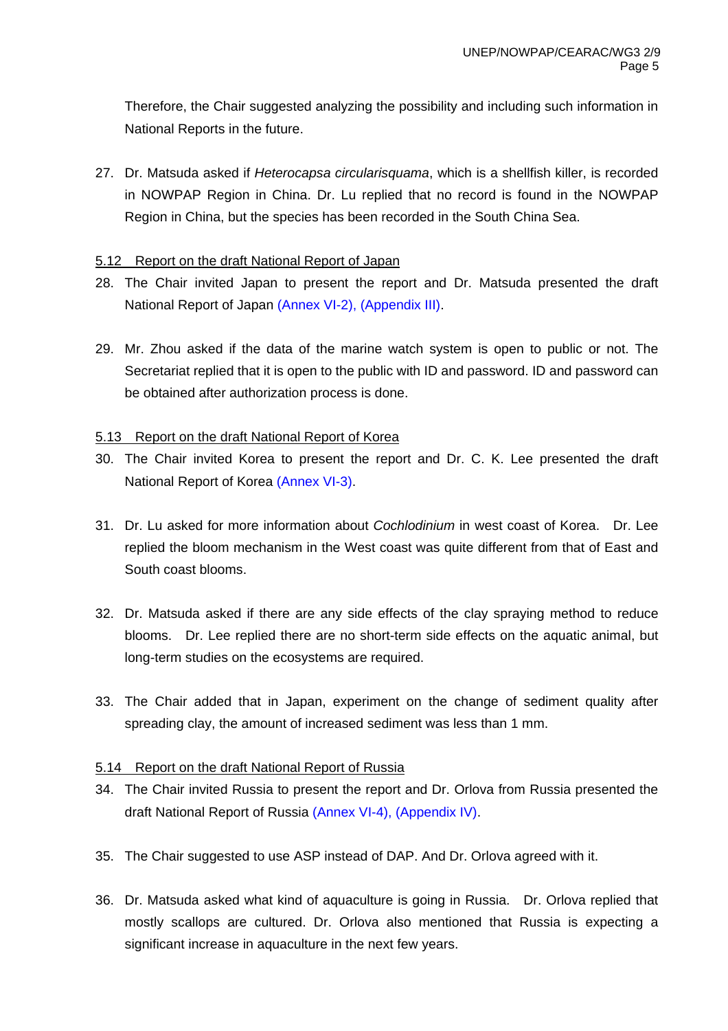Therefore, the Chair suggested analyzing the possibility and including such information in National Reports in the future.

27. Dr. Matsuda asked if *Heterocapsa circularisquama*, which is a shellfish killer, is recorded in NOWPAP Region in China. Dr. Lu replied that no record is found in the NOWPAP Region in China, but the species has been recorded in the South China Sea.

5.12 Report on the draft National Report of Japan

28. The Chair invited Japan to present the report and Dr. Matsuda presented the draft National Report of Japan (Annex VI-2), (Appendix III).

29. Mr. Zhou asked if the data of the marine watch system is open to public or not. The Secretariat replied that it is open to the public with ID and password. ID and password can be obtained after authorization process is done.

5.13 Report on the draft National Report of Korea

30. The Chair invited Korea to present the report and Dr. C. K. Lee presented the draft National Report of Korea (Annex VI-3).

31. Dr. Lu asked for more information about *Cochlodinium* in west coast of Korea. Dr. Lee replied the bloom mechanism in the West coast was quite different from that of East and South coast blooms.

32. Dr. Matsuda asked if there are any side effects of the clay spraying method to reduce blooms. Dr. Lee replied there are no short-term side effects on the aquatic animal, but long-term studies on the ecosystems are required.

33. The Chair added that in Japan, experiment on the change of sediment quality after spreading clay, the amount of increased sediment was less than 1 mm.

5.14 Report on the draft National Report of Russia

34. The Chair invited Russia to present the report and Dr. Orlova from Russia presented the draft National Report of Russia (Annex VI-4), (Appendix IV).

35. The Chair suggested to use ASP instead of DAP. And Dr. Orlova agreed with it.

36. Dr. Matsuda asked what kind of aquaculture is going in Russia. Dr. Orlova replied that mostly scallops are cultured. Dr. Orlova also mentioned that Russia is expecting a significant increase in aquaculture in the next few years.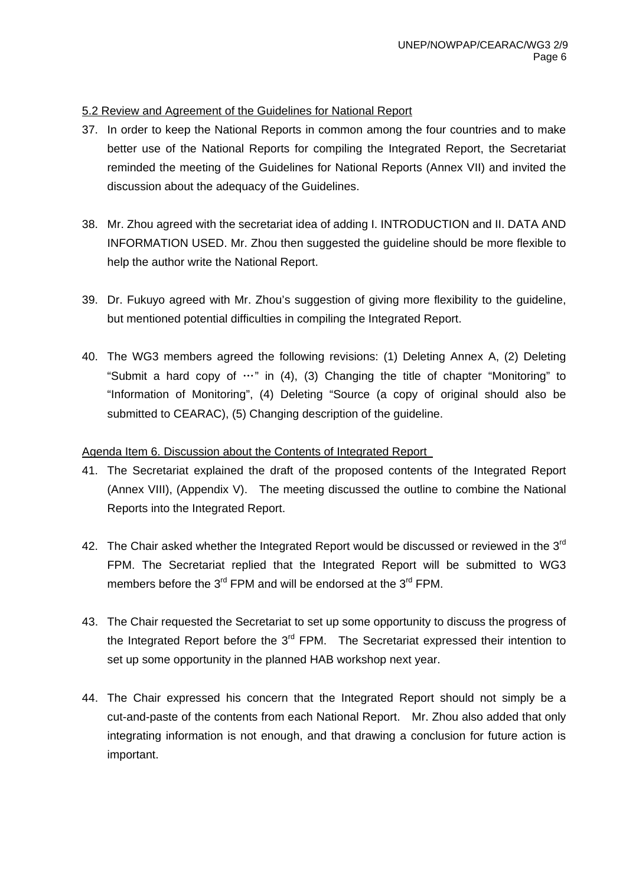5.2 Review and Agreement of the Guidelines for National Report

37. In order to keep the National Reports in common among the four countries and to make better use of the National Reports for compiling the Integrated Report, the Secretariat reminded the meeting of the Guidelines for National Reports (Annex VII) and invited the discussion about the adequacy of the Guidelines.

38. Mr. Zhou agreed with the secretariat idea of adding I. INTRODUCTION and II. DATA AND INFORMATION USED. Mr. Zhou then suggested the guideline should be more flexible to help the author write the National Report.

39. Dr. Fukuyo agreed with Mr. Zhou's suggestion of giving more flexibility to the guideline, but mentioned potential difficulties in compiling the Integrated Report.

40. The WG3 members agreed the following revisions: (1) Deleting Annex A, (2) Deleting "Submit a hard copy of …" in (4), (3) Changing the title of chapter "Monitoring" to "Information of Monitoring", (4) Deleting "Source (a copy of original should also be submitted to CEARAC), (5) Changing description of the guideline.

Agenda Item 6. Discussion about the Contents of Integrated Report

41. The Secretariat explained the draft of the proposed contents of the Integrated Report (Annex VIII), (Appendix V). The meeting discussed the outline to combine the National Reports into the Integrated Report.

42. The Chair asked whether the Integrated Report would be discussed or reviewed in the 3rd FPM. The Secretariat replied that the Integrated Report will be submitted to WG3 members before the 3rd FPM and will be endorsed at the 3rd FPM.

43. The Chair requested the Secretariat to set up some opportunity to discuss the progress of the Integrated Report before the 3rd FPM. The Secretariat expressed their intention to set up some opportunity in the planned HAB workshop next year.

44. The Chair expressed his concern that the Integrated Report should not simply be a cut-and-paste of the contents from each National Report. Mr. Zhou also added that only integrating information is not enough, and that drawing a conclusion for future action is important.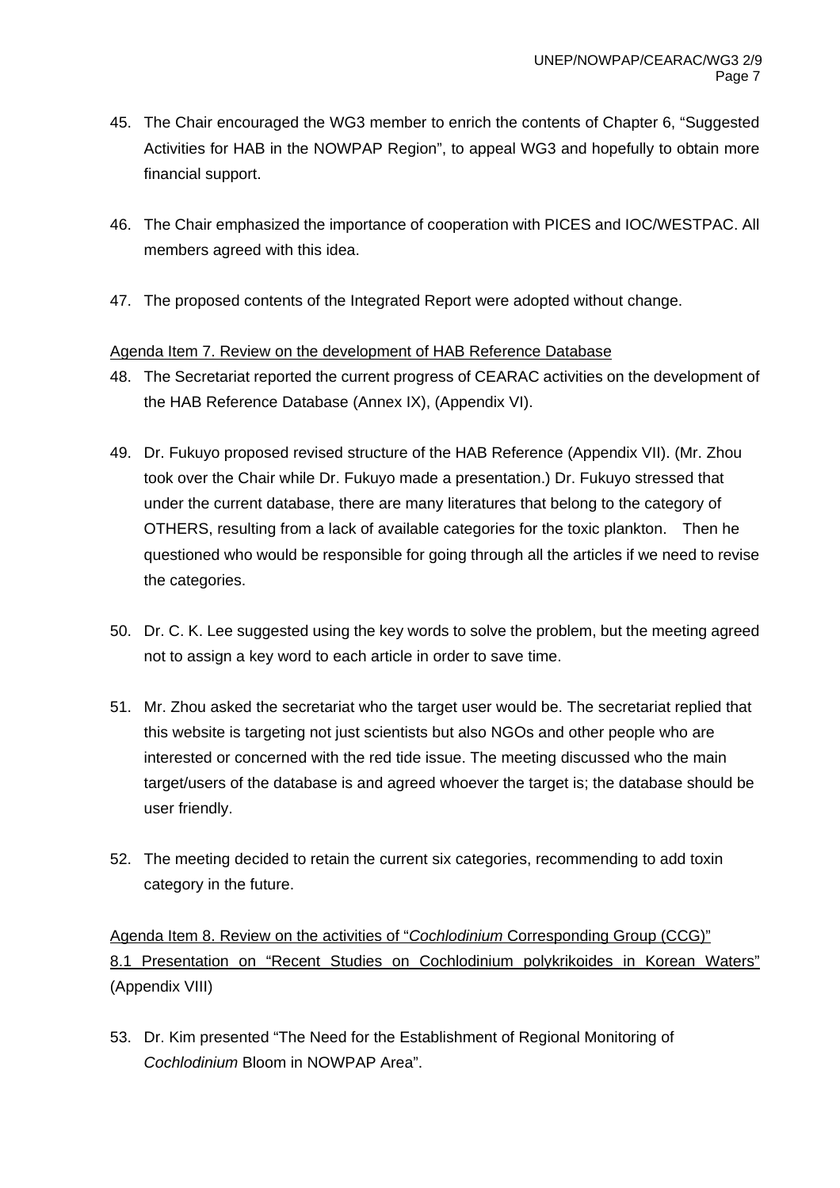45. The Chair encouraged the WG3 member to enrich the contents of Chapter 6, "Suggested Activities for HAB in the NOWPAP Region", to appeal WG3 and hopefully to obtain more financial support.

46. The Chair emphasized the importance of cooperation with PICES and IOC/WESTPAC. All members agreed with this idea.

47. The proposed contents of the Integrated Report were adopted without change.

Agenda Item 7. Review on the development of HAB Reference Database

48. The Secretariat reported the current progress of CEARAC activities on the development of the HAB Reference Database (Annex IX), (Appendix VI).

49. Dr. Fukuyo proposed revised structure of the HAB Reference (Appendix VII). (Mr. Zhou took over the Chair while Dr. Fukuyo made a presentation.) Dr. Fukuyo stressed that under the current database, there are many literatures that belong to the category of OTHERS, resulting from a lack of available categories for the toxic plankton. Then he questioned who would be responsible for going through all the articles if we need to revise the categories.

50. Dr. C. K. Lee suggested using the key words to solve the problem, but the meeting agreed not to assign a key word to each article in order to save time.

51. Mr. Zhou asked the secretariat who the target user would be. The secretariat replied that this website is targeting not just scientists but also NGOs and other people who are interested or concerned with the red tide issue. The meeting discussed who the main target/users of the database is and agreed whoever the target is; the database should be user friendly.

52. The meeting decided to retain the current six categories, recommending to add toxin category in the future.

Agenda Item 8. Review on the activities of "*Cochlodinium* Corresponding Group (CCG)"

8.1 Presentation on "Recent Studies on Cochlodinium polykrikoides in Korean Waters" (Appendix VIII)

53. Dr. Kim presented "The Need for the Establishment of Regional Monitoring of *Cochlodinium* Bloom in NOWPAP Area".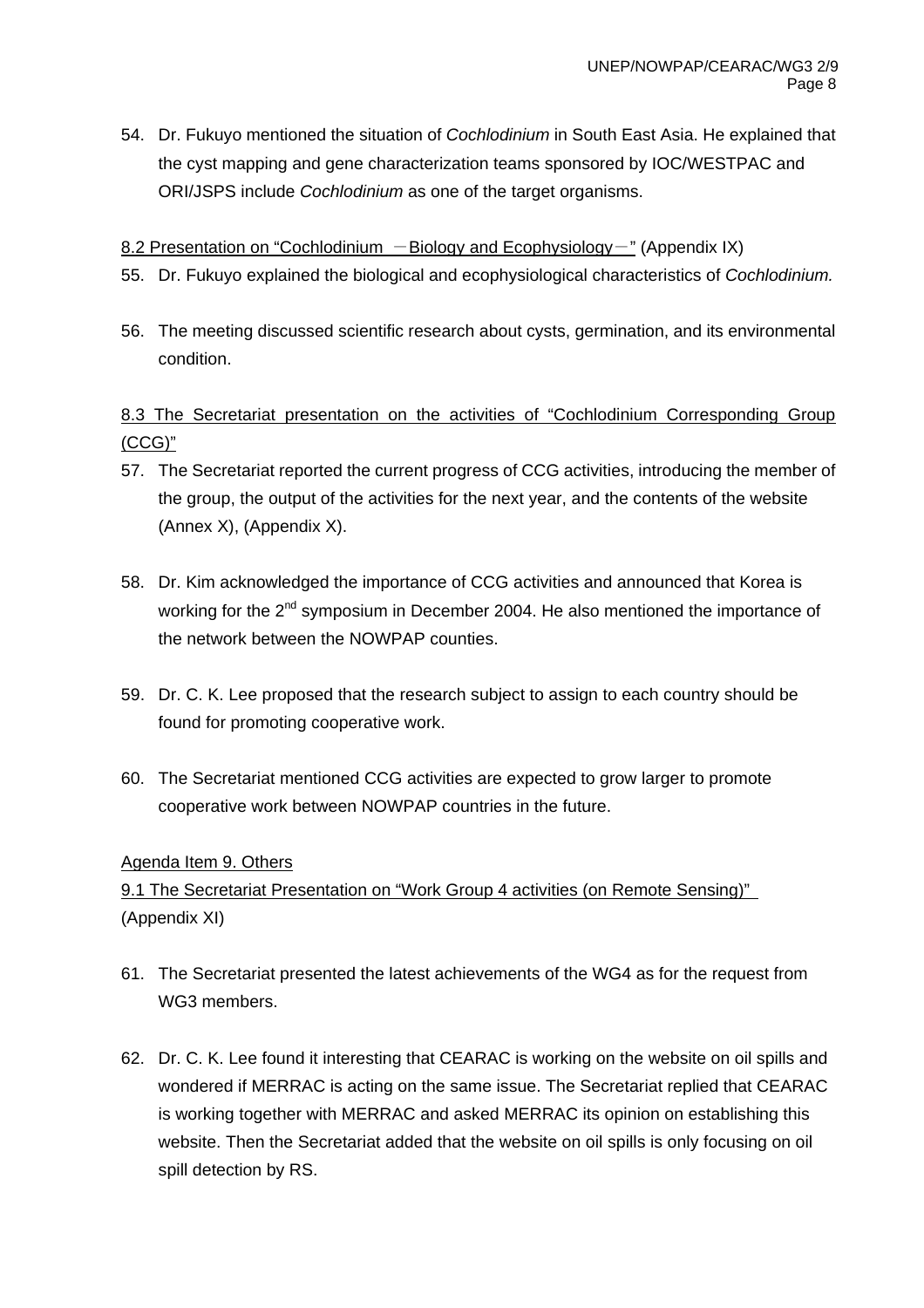54. Dr. Fukuyo mentioned the situation of *Cochlodinium* in South East Asia. He explained that the cyst mapping and gene characterization teams sponsored by IOC/WESTPAC and ORI/JSPS include *Cochlodinium* as one of the target organisms.

8.2 Presentation on "Cochlodinium －Biology and Ecophysiology－" (Appendix IX)

55. Dr. Fukuyo explained the biological and ecophysiological characteristics of *Cochlodinium.*

56. The meeting discussed scientific research about cysts, germination, and its environmental condition.

8.3 The Secretariat presentation on the activities of "Cochlodinium Corresponding Group (CCG)"

57. The Secretariat reported the current progress of CCG activities, introducing the member of the group, the output of the activities for the next year, and the contents of the website (Annex X), (Appendix X).

58. Dr. Kim acknowledged the importance of CCG activities and announced that Korea is working for the 2nd symposium in December 2004. He also mentioned the importance of the network between the NOWPAP counties.

59. Dr. C. K. Lee proposed that the research subject to assign to each country should be found for promoting cooperative work.

60. The Secretariat mentioned CCG activities are expected to grow larger to promote cooperative work between NOWPAP countries in the future.

Agenda Item 9. Others

9.1 The Secretariat Presentation on "Work Group 4 activities (on Remote Sensing)" (Appendix XI)

61. The Secretariat presented the latest achievements of the WG4 as for the request from WG3 members.

62. Dr. C. K. Lee found it interesting that CEARAC is working on the website on oil spills and wondered if MERRAC is acting on the same issue. The Secretariat replied that CEARAC is working together with MERRAC and asked MERRAC its opinion on establishing this website. Then the Secretariat added that the website on oil spills is only focusing on oil spill detection by RS.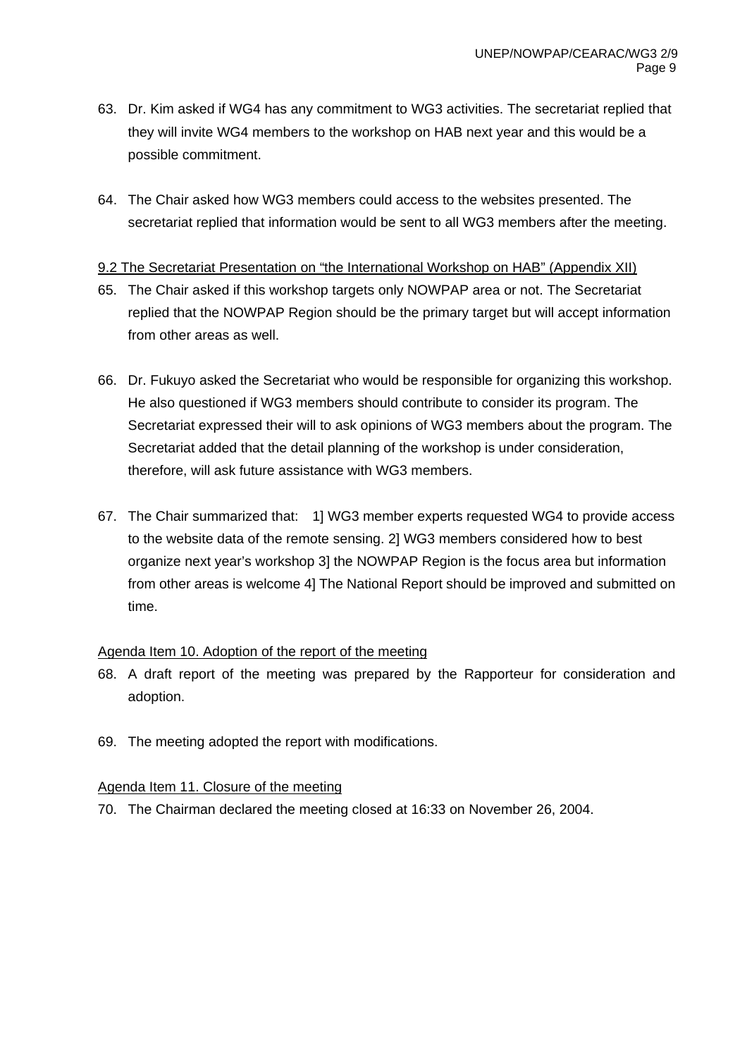63. Dr. Kim asked if WG4 has any commitment to WG3 activities. The secretariat replied that they will invite WG4 members to the workshop on HAB next year and this would be a possible commitment.

64. The Chair asked how WG3 members could access to the websites presented. The secretariat replied that information would be sent to all WG3 members after the meeting.

<u>9.2 The Secretariat Presentation on "the International Workshop on HAB" (Appendix XII)</u>

65. The Chair asked if this workshop targets only NOWPAP area or not. The Secretariat replied that the NOWPAP Region should be the primary target but will accept information from other areas as well.

66. Dr. Fukuyo asked the Secretariat who would be responsible for organizing this workshop. He also questioned if WG3 members should contribute to consider its program. The Secretariat expressed their will to ask opinions of WG3 members about the program. The Secretariat added that the detail planning of the workshop is under consideration, therefore, will ask future assistance with WG3 members.

67. The Chair summarized that: 1] WG3 member experts requested WG4 to provide access to the website data of the remote sensing. 2] WG3 members considered how to best organize next year's workshop 3] the NOWPAP Region is the focus area but information from other areas is welcome 4] The National Report should be improved and submitted on time.

<u>Agenda Item 10. Adoption of the report of the meeting</u>

68. A draft report of the meeting was prepared by the Rapporteur for consideration and adoption.

69. The meeting adopted the report with modifications.

<u>Agenda Item 11. Closure of the meeting</u>

70. The Chairman declared the meeting closed at 16:33 on November 26, 2004.